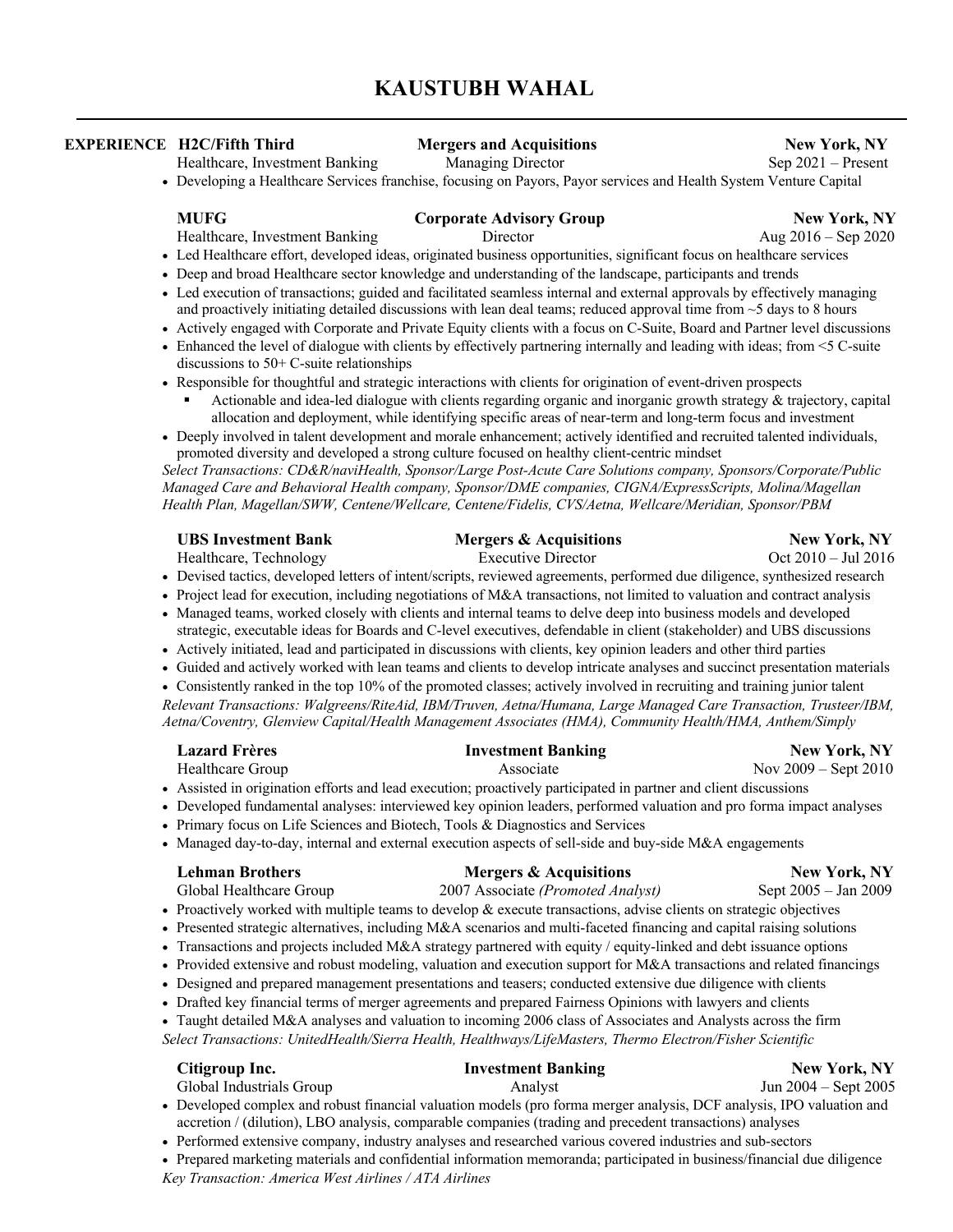# KAUSTUBH WAHAL

## EXPERIENCE

**H2C/Fifth Third** | **Mergers and Acquisitions** | **New York, NY**
Healthcare, Investment Banking | Managing Director | Sep 2021 – Present

- Developing a Healthcare Services franchise, focusing on Payors, Payor services and Health System Venture Capital

**MUFG** | **Corporate Advisory Group** | **New York, NY**
Healthcare, Investment Banking | Director | Aug 2016 – Sep 2020

- Led Healthcare effort, developed ideas, originated business opportunities, significant focus on healthcare services
- Deep and broad Healthcare sector knowledge and understanding of the landscape, participants and trends
- Led execution of transactions; guided and facilitated seamless internal and external approvals by effectively managing and proactively initiating detailed discussions with lean deal teams; reduced approval time from ~5 days to 8 hours
- Actively engaged with Corporate and Private Equity clients with a focus on C-Suite, Board and Partner level discussions
- Enhanced the level of dialogue with clients by effectively partnering internally and leading with ideas; from <5 C-suite discussions to 50+ C-suite relationships
- Responsible for thoughtful and strategic interactions with clients for origination of event-driven prospects
  - Actionable and idea-led dialogue with clients regarding organic and inorganic growth strategy & trajectory, capital allocation and deployment, while identifying specific areas of near-term and long-term focus and investment
- Deeply involved in talent development and morale enhancement; actively identified and recruited talented individuals, promoted diversity and developed a strong culture focused on healthy client-centric mindset

*Select Transactions: CD&R/naviHealth, Sponsor/Large Post-Acute Care Solutions company, Sponsors/Corporate/Public Managed Care and Behavioral Health company, Sponsor/DME companies, CIGNA/ExpressScripts, Molina/Magellan Health Plan, Magellan/SWW, Centene/Wellcare, Centene/Fidelis, CVS/Aetna, Wellcare/Meridian, Sponsor/PBM*

**UBS Investment Bank** | **Mergers & Acquisitions** | **New York, NY**
Healthcare, Technology | Executive Director | Oct 2010 – Jul 2016

- Devised tactics, developed letters of intent/scripts, reviewed agreements, performed due diligence, synthesized research
- Project lead for execution, including negotiations of M&A transactions, not limited to valuation and contract analysis
- Managed teams, worked closely with clients and internal teams to delve deep into business models and developed strategic, executable ideas for Boards and C-level executives, defendable in client (stakeholder) and UBS discussions
- Actively initiated, lead and participated in discussions with clients, key opinion leaders and other third parties
- Guided and actively worked with lean teams and clients to develop intricate analyses and succinct presentation materials
- Consistently ranked in the top 10% of the promoted classes; actively involved in recruiting and training junior talent

*Relevant Transactions: Walgreens/RiteAid, IBM/Truven, Aetna/Humana, Large Managed Care Transaction, Trusteer/IBM, Aetna/Coventry, Glenview Capital/Health Management Associates (HMA), Community Health/HMA, Anthem/Simply*

**Lazard Frères** | **Investment Banking** | **New York, NY**
Healthcare Group | Associate | Nov 2009 – Sept 2010

- Assisted in origination efforts and lead execution; proactively participated in partner and client discussions
- Developed fundamental analyses: interviewed key opinion leaders, performed valuation and pro forma impact analyses
- Primary focus on Life Sciences and Biotech, Tools & Diagnostics and Services
- Managed day-to-day, internal and external execution aspects of sell-side and buy-side M&A engagements

**Lehman Brothers** | **Mergers & Acquisitions** | **New York, NY**
Global Healthcare Group | 2007 Associate *(Promoted Analyst)* | Sept 2005 – Jan 2009

- Proactively worked with multiple teams to develop & execute transactions, advise clients on strategic objectives
- Presented strategic alternatives, including M&A scenarios and multi-faceted financing and capital raising solutions
- Transactions and projects included M&A strategy partnered with equity / equity-linked and debt issuance options
- Provided extensive and robust modeling, valuation and execution support for M&A transactions and related financings
- Designed and prepared management presentations and teasers; conducted extensive due diligence with clients
- Drafted key financial terms of merger agreements and prepared Fairness Opinions with lawyers and clients
- Taught detailed M&A analyses and valuation to incoming 2006 class of Associates and Analysts across the firm

*Select Transactions: UnitedHealth/Sierra Health, Healthways/LifeMasters, Thermo Electron/Fisher Scientific*

**Citigroup Inc.** | **Investment Banking** | **New York, NY**
Global Industrials Group | Analyst | Jun 2004 – Sept 2005

- Developed complex and robust financial valuation models (pro forma merger analysis, DCF analysis, IPO valuation and accretion / (dilution), LBO analysis, comparable companies (trading and precedent transactions) analyses
- Performed extensive company, industry analyses and researched various covered industries and sub-sectors
- Prepared marketing materials and confidential information memoranda; participated in business/financial due diligence

*Key Transaction: America West Airlines / ATA Airlines*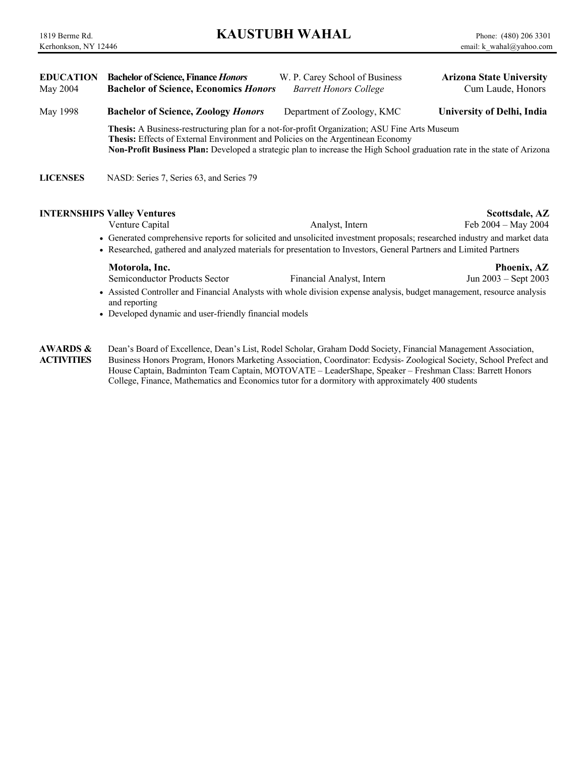1819 Berme Rd.
Kerhonkson, NY 12446

# KAUSTUBH WAHAL

Phone: (480) 206 3301
email: k_wahal@yahoo.com

---

**EDUCATION**

May 2004 — **Bachelor of Science, Finance *Honors*** — W. P. Carey School of Business — **Arizona State University**
**Bachelor of Science, Economics *Honors*** — *Barrett Honors College* — Cum Laude, Honors

May 1998 — **Bachelor of Science, Zoology *Honors*** — Department of Zoology, KMC — **University of Delhi, India**

**Thesis:** A Business-restructuring plan for a not-for-profit Organization; ASU Fine Arts Museum
**Thesis:** Effects of External Environment and Policies on the Argentinean Economy
**Non-Profit Business Plan:** Developed a strategic plan to increase the High School graduation rate in the state of Arizona

**LICENSES**

NASD: Series 7, Series 63, and Series 79

**INTERNSHIPS**

**Valley Ventures** — **Scottsdale, AZ**
Venture Capital — Analyst, Intern — Feb 2004 – May 2004

- Generated comprehensive reports for solicited and unsolicited investment proposals; researched industry and market data
- Researched, gathered and analyzed materials for presentation to Investors, General Partners and Limited Partners

**Motorola, Inc.** — **Phoenix, AZ**
Semiconductor Products Sector — Financial Analyst, Intern — Jun 2003 – Sept 2003

- Assisted Controller and Financial Analysts with whole division expense analysis, budget management, resource analysis and reporting
- Developed dynamic and user-friendly financial models

**AWARDS & ACTIVITIES**

Dean's Board of Excellence, Dean's List, Rodel Scholar, Graham Dodd Society, Financial Management Association, Business Honors Program, Honors Marketing Association, Coordinator: Ecdysis- Zoological Society, School Prefect and House Captain, Badminton Team Captain, MOTOVATE – LeaderShape, Speaker – Freshman Class: Barrett Honors College, Finance, Mathematics and Economics tutor for a dormitory with approximately 400 students